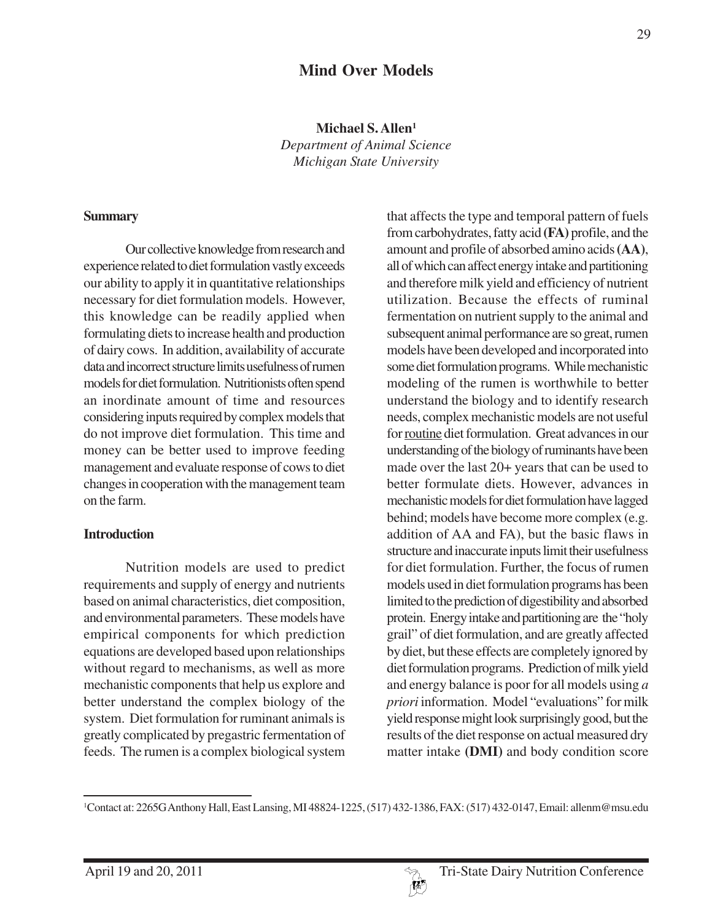# Mind Over Models

**Michael S. Allen**[1]
*Department of Animal Science*
*Michigan State University*

## Summary

Our collective knowledge from research and experience related to diet formulation vastly exceeds our ability to apply it in quantitative relationships necessary for diet formulation models. However, this knowledge can be readily applied when formulating diets to increase health and production of dairy cows. In addition, availability of accurate data and incorrect structure limits usefulness of rumen models for diet formulation. Nutritionists often spend an inordinate amount of time and resources considering inputs required by complex models that do not improve diet formulation. This time and money can be better used to improve feeding management and evaluate response of cows to diet changes in cooperation with the management team on the farm.

## Introduction

Nutrition models are used to predict requirements and supply of energy and nutrients based on animal characteristics, diet composition, and environmental parameters. These models have empirical components for which prediction equations are developed based upon relationships without regard to mechanisms, as well as more mechanistic components that help us explore and better understand the complex biology of the system. Diet formulation for ruminant animals is greatly complicated by pregastric fermentation of feeds. The rumen is a complex biological system that affects the type and temporal pattern of fuels from carbohydrates, fatty acid **(FA)** profile, and the amount and profile of absorbed amino acids **(AA)**, all of which can affect energy intake and partitioning and therefore milk yield and efficiency of nutrient utilization. Because the effects of ruminal fermentation on nutrient supply to the animal and subsequent animal performance are so great, rumen models have been developed and incorporated into some diet formulation programs. While mechanistic modeling of the rumen is worthwhile to better understand the biology and to identify research needs, complex mechanistic models are not useful for <u>routine</u> diet formulation. Great advances in our understanding of the biology of ruminants have been made over the last 20+ years that can be used to better formulate diets. However, advances in mechanistic models for diet formulation have lagged behind; models have become more complex (e.g. addition of AA and FA), but the basic flaws in structure and inaccurate inputs limit their usefulness for diet formulation. Further, the focus of rumen models used in diet formulation programs has been limited to the prediction of digestibility and absorbed protein. Energy intake and partitioning are the "holy grail" of diet formulation, and are greatly affected by diet, but these effects are completely ignored by diet formulation programs. Prediction of milk yield and energy balance is poor for all models using *a priori* information. Model "evaluations" for milk yield response might look surprisingly good, but the results of the diet response on actual measured dry matter intake **(DMI)** and body condition score

[1]Contact at: 2265G Anthony Hall, East Lansing, MI 48824-1225, (517) 432-1386, FAX: (517) 432-0147, Email: allenm@msu.edu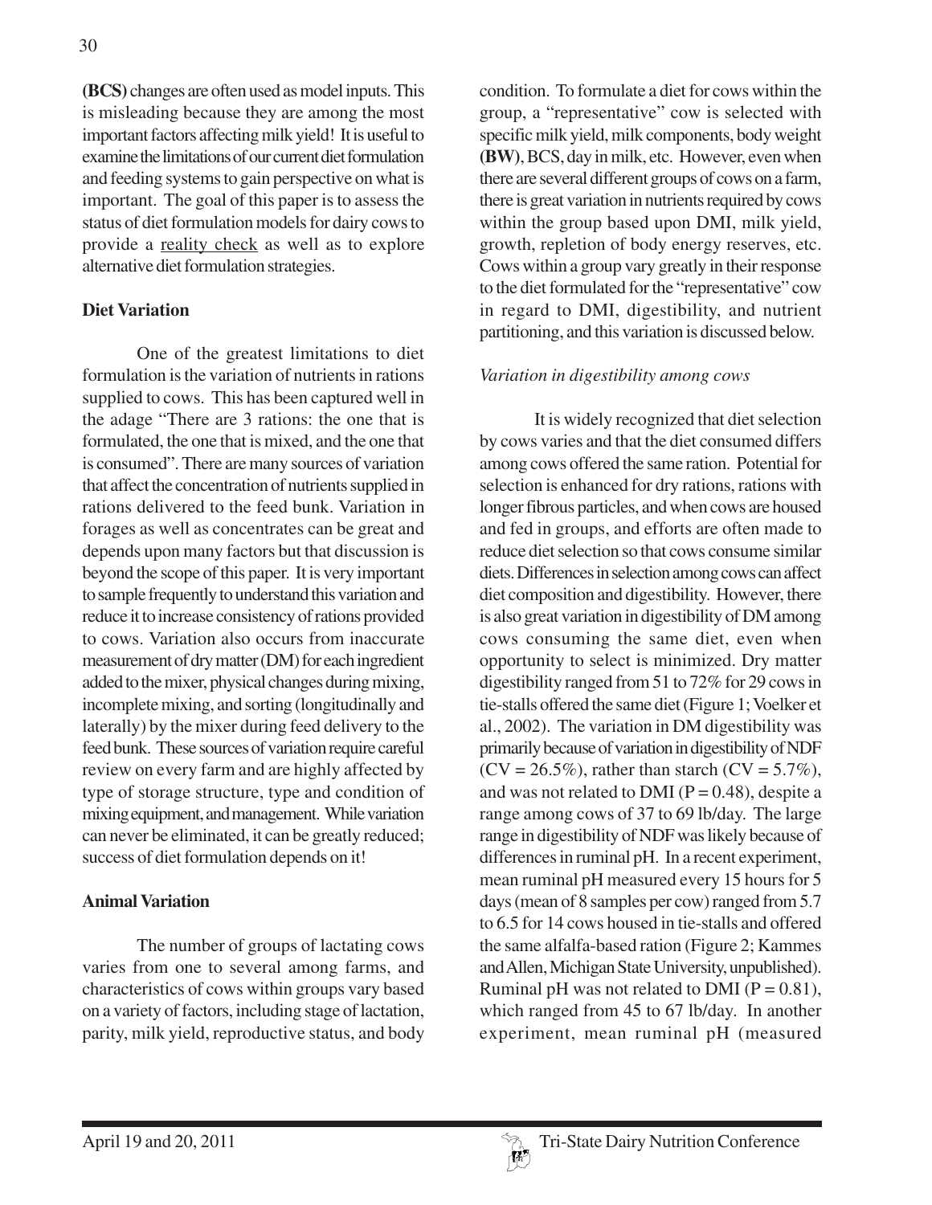**(BCS)** changes are often used as model inputs. This is misleading because they are among the most important factors affecting milk yield! It is useful to examine the limitations of our current diet formulation and feeding systems to gain perspective on what is important. The goal of this paper is to assess the status of diet formulation models for dairy cows to provide a reality check as well as to explore alternative diet formulation strategies.

## Diet Variation

One of the greatest limitations to diet formulation is the variation of nutrients in rations supplied to cows. This has been captured well in the adage "There are 3 rations: the one that is formulated, the one that is mixed, and the one that is consumed". There are many sources of variation that affect the concentration of nutrients supplied in rations delivered to the feed bunk. Variation in forages as well as concentrates can be great and depends upon many factors but that discussion is beyond the scope of this paper. It is very important to sample frequently to understand this variation and reduce it to increase consistency of rations provided to cows. Variation also occurs from inaccurate measurement of dry matter (DM) for each ingredient added to the mixer, physical changes during mixing, incomplete mixing, and sorting (longitudinally and laterally) by the mixer during feed delivery to the feed bunk. These sources of variation require careful review on every farm and are highly affected by type of storage structure, type and condition of mixing equipment, and management. While variation can never be eliminated, it can be greatly reduced; success of diet formulation depends on it!

## Animal Variation

The number of groups of lactating cows varies from one to several among farms, and characteristics of cows within groups vary based on a variety of factors, including stage of lactation, parity, milk yield, reproductive status, and body condition. To formulate a diet for cows within the group, a "representative" cow is selected with specific milk yield, milk components, body weight **(BW)**, BCS, day in milk, etc. However, even when there are several different groups of cows on a farm, there is great variation in nutrients required by cows within the group based upon DMI, milk yield, growth, repletion of body energy reserves, etc. Cows within a group vary greatly in their response to the diet formulated for the "representative" cow in regard to DMI, digestibility, and nutrient partitioning, and this variation is discussed below.

### *Variation in digestibility among cows*

It is widely recognized that diet selection by cows varies and that the diet consumed differs among cows offered the same ration. Potential for selection is enhanced for dry rations, rations with longer fibrous particles, and when cows are housed and fed in groups, and efforts are often made to reduce diet selection so that cows consume similar diets. Differences in selection among cows can affect diet composition and digestibility. However, there is also great variation in digestibility of DM among cows consuming the same diet, even when opportunity to select is minimized. Dry matter digestibility ranged from 51 to 72% for 29 cows in tie-stalls offered the same diet (Figure 1; Voelker et al., 2002). The variation in DM digestibility was primarily because of variation in digestibility of NDF ($CV = 26.5\%$), rather than starch ($CV = 5.7\%$), and was not related to DMI ($P = 0.48$), despite a range among cows of 37 to 69 lb/day. The large range in digestibility of NDF was likely because of differences in ruminal pH. In a recent experiment, mean ruminal pH measured every 15 hours for 5 days (mean of 8 samples per cow) ranged from 5.7 to 6.5 for 14 cows housed in tie-stalls and offered the same alfalfa-based ration (Figure 2; Kammes and Allen, Michigan State University, unpublished). Ruminal pH was not related to DMI ($P = 0.81$), which ranged from 45 to 67 lb/day. In another experiment, mean ruminal pH (measured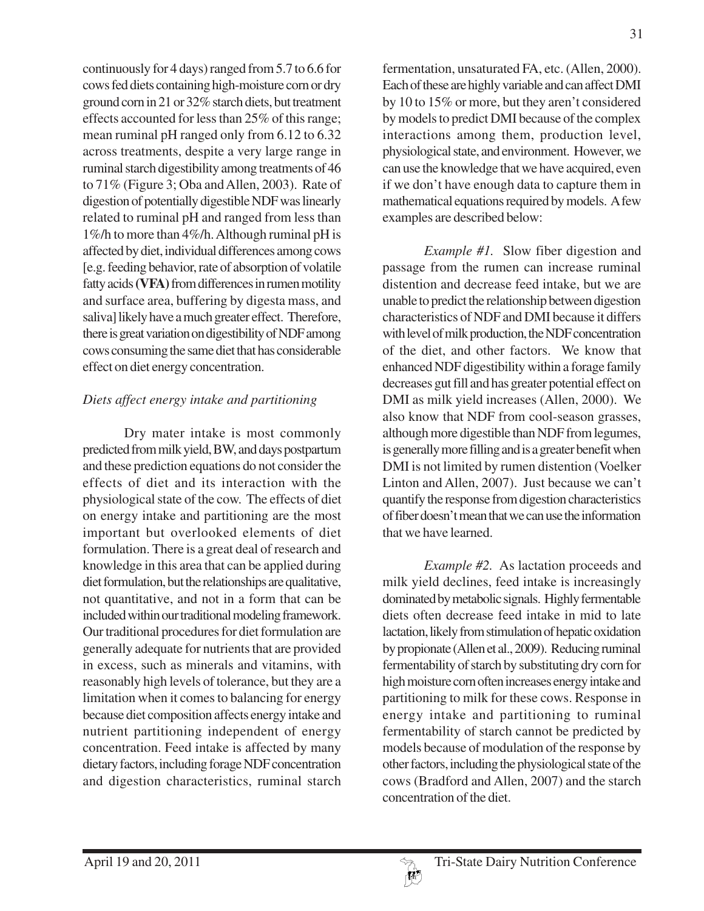continuously for 4 days) ranged from 5.7 to 6.6 for cows fed diets containing high-moisture corn or dry ground corn in 21 or 32% starch diets, but treatment effects accounted for less than 25% of this range; mean ruminal pH ranged only from 6.12 to 6.32 across treatments, despite a very large range in ruminal starch digestibility among treatments of 46 to 71% (Figure 3; Oba and Allen, 2003). Rate of digestion of potentially digestible NDF was linearly related to ruminal pH and ranged from less than 1%/h to more than 4%/h. Although ruminal pH is affected by diet, individual differences among cows [e.g. feeding behavior, rate of absorption of volatile fatty acids **(VFA)** from differences in rumen motility and surface area, buffering by digesta mass, and saliva] likely have a much greater effect. Therefore, there is great variation on digestibility of NDF among cows consuming the same diet that has considerable effect on diet energy concentration.

*Diets affect energy intake and partitioning*

Dry mater intake is most commonly predicted from milk yield, BW, and days postpartum and these prediction equations do not consider the effects of diet and its interaction with the physiological state of the cow. The effects of diet on energy intake and partitioning are the most important but overlooked elements of diet formulation. There is a great deal of research and knowledge in this area that can be applied during diet formulation, but the relationships are qualitative, not quantitative, and not in a form that can be included within our traditional modeling framework. Our traditional procedures for diet formulation are generally adequate for nutrients that are provided in excess, such as minerals and vitamins, with reasonably high levels of tolerance, but they are a limitation when it comes to balancing for energy because diet composition affects energy intake and nutrient partitioning independent of energy concentration. Feed intake is affected by many dietary factors, including forage NDF concentration and digestion characteristics, ruminal starch fermentation, unsaturated FA, etc. (Allen, 2000). Each of these are highly variable and can affect DMI by 10 to 15% or more, but they aren't considered by models to predict DMI because of the complex interactions among them, production level, physiological state, and environment. However, we can use the knowledge that we have acquired, even if we don't have enough data to capture them in mathematical equations required by models. A few examples are described below:

*Example #1.* Slow fiber digestion and passage from the rumen can increase ruminal distention and decrease feed intake, but we are unable to predict the relationship between digestion characteristics of NDF and DMI because it differs with level of milk production, the NDF concentration of the diet, and other factors. We know that enhanced NDF digestibility within a forage family decreases gut fill and has greater potential effect on DMI as milk yield increases (Allen, 2000). We also know that NDF from cool-season grasses, although more digestible than NDF from legumes, is generally more filling and is a greater benefit when DMI is not limited by rumen distention (Voelker Linton and Allen, 2007). Just because we can't quantify the response from digestion characteristics of fiber doesn't mean that we can use the information that we have learned.

*Example #2.* As lactation proceeds and milk yield declines, feed intake is increasingly dominated by metabolic signals. Highly fermentable diets often decrease feed intake in mid to late lactation, likely from stimulation of hepatic oxidation by propionate (Allen et al., 2009). Reducing ruminal fermentability of starch by substituting dry corn for high moisture corn often increases energy intake and partitioning to milk for these cows. Response in energy intake and partitioning to ruminal fermentability of starch cannot be predicted by models because of modulation of the response by other factors, including the physiological state of the cows (Bradford and Allen, 2007) and the starch concentration of the diet.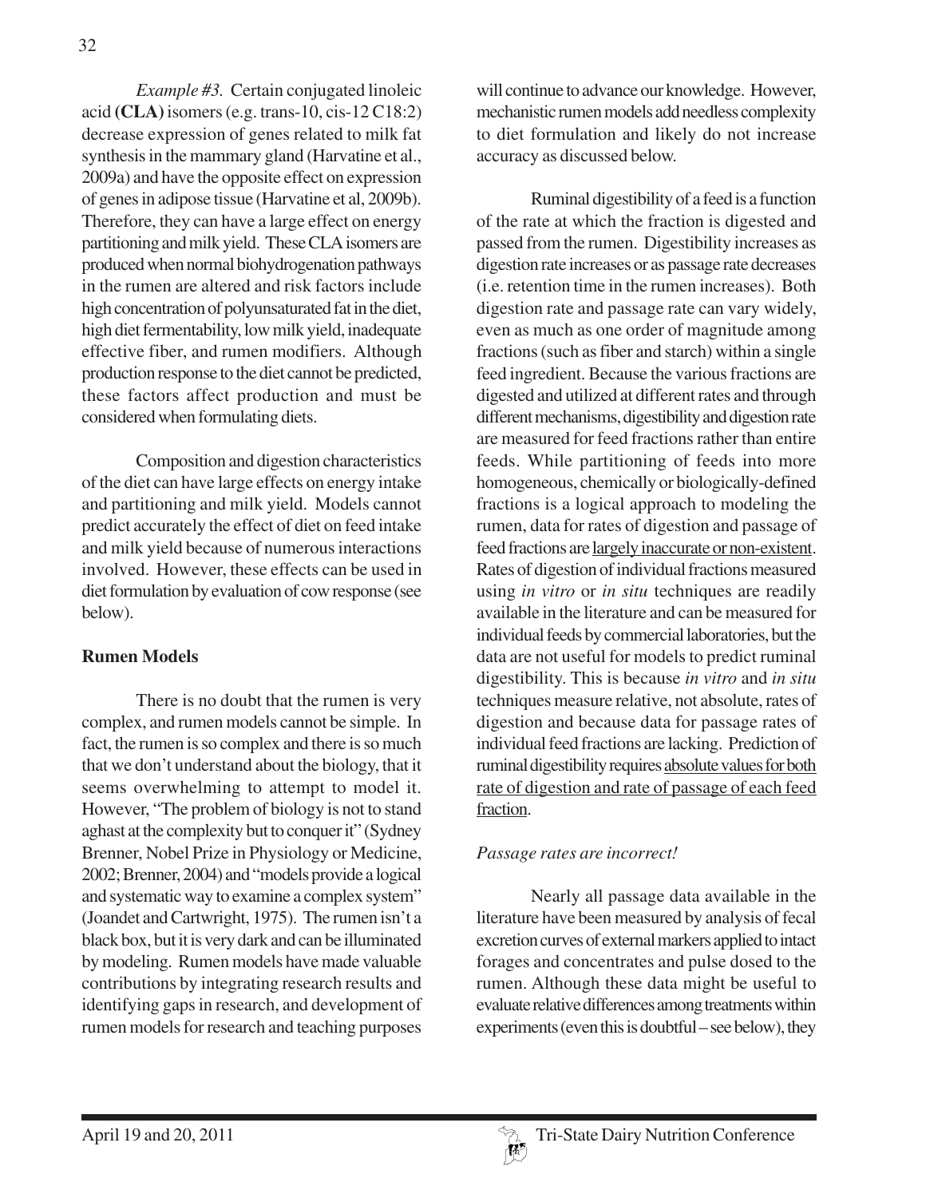*Example #3.* Certain conjugated linoleic acid **(CLA)** isomers (e.g. trans-10, cis-12 C18:2) decrease expression of genes related to milk fat synthesis in the mammary gland (Harvatine et al., 2009a) and have the opposite effect on expression of genes in adipose tissue (Harvatine et al, 2009b). Therefore, they can have a large effect on energy partitioning and milk yield. These CLA isomers are produced when normal biohydrogenation pathways in the rumen are altered and risk factors include high concentration of polyunsaturated fat in the diet, high diet fermentability, low milk yield, inadequate effective fiber, and rumen modifiers. Although production response to the diet cannot be predicted, these factors affect production and must be considered when formulating diets.

Composition and digestion characteristics of the diet can have large effects on energy intake and partitioning and milk yield. Models cannot predict accurately the effect of diet on feed intake and milk yield because of numerous interactions involved. However, these effects can be used in diet formulation by evaluation of cow response (see below).

## Rumen Models

There is no doubt that the rumen is very complex, and rumen models cannot be simple. In fact, the rumen is so complex and there is so much that we don't understand about the biology, that it seems overwhelming to attempt to model it. However, "The problem of biology is not to stand aghast at the complexity but to conquer it" (Sydney Brenner, Nobel Prize in Physiology or Medicine, 2002; Brenner, 2004) and "models provide a logical and systematic way to examine a complex system" (Joandet and Cartwright, 1975). The rumen isn't a black box, but it is very dark and can be illuminated by modeling. Rumen models have made valuable contributions by integrating research results and identifying gaps in research, and development of rumen models for research and teaching purposes will continue to advance our knowledge. However, mechanistic rumen models add needless complexity to diet formulation and likely do not increase accuracy as discussed below.

Ruminal digestibility of a feed is a function of the rate at which the fraction is digested and passed from the rumen. Digestibility increases as digestion rate increases or as passage rate decreases (i.e. retention time in the rumen increases). Both digestion rate and passage rate can vary widely, even as much as one order of magnitude among fractions (such as fiber and starch) within a single feed ingredient. Because the various fractions are digested and utilized at different rates and through different mechanisms, digestibility and digestion rate are measured for feed fractions rather than entire feeds. While partitioning of feeds into more homogeneous, chemically or biologically-defined fractions is a logical approach to modeling the rumen, data for rates of digestion and passage of feed fractions are <u>largely inaccurate or non-existent</u>. Rates of digestion of individual fractions measured using *in vitro* or *in situ* techniques are readily available in the literature and can be measured for individual feeds by commercial laboratories, but the data are not useful for models to predict ruminal digestibility. This is because *in vitro* and *in situ* techniques measure relative, not absolute, rates of digestion and because data for passage rates of individual feed fractions are lacking. Prediction of ruminal digestibility requires <u>absolute values for both rate of digestion and rate of passage of each feed fraction</u>.

*Passage rates are incorrect!*

Nearly all passage data available in the literature have been measured by analysis of fecal excretion curves of external markers applied to intact forages and concentrates and pulse dosed to the rumen. Although these data might be useful to evaluate relative differences among treatments within experiments (even this is doubtful – see below), they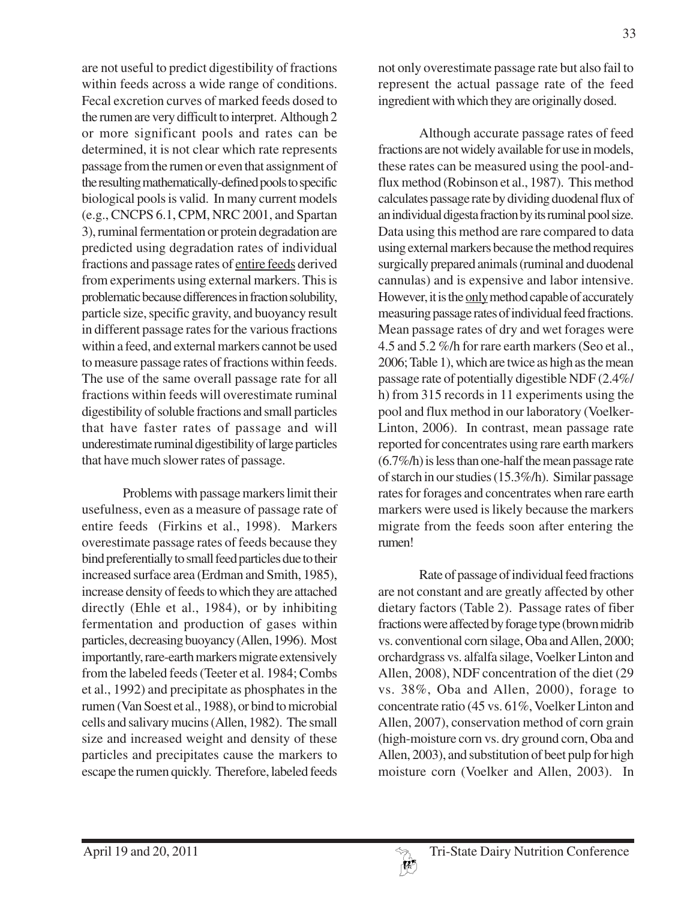are not useful to predict digestibility of fractions within feeds across a wide range of conditions. Fecal excretion curves of marked feeds dosed to the rumen are very difficult to interpret. Although 2 or more significant pools and rates can be determined, it is not clear which rate represents passage from the rumen or even that assignment of the resulting mathematically-defined pools to specific biological pools is valid. In many current models (e.g., CNCPS 6.1, CPM, NRC 2001, and Spartan 3), ruminal fermentation or protein degradation are predicted using degradation rates of individual fractions and passage rates of <u>entire feeds</u> derived from experiments using external markers. This is problematic because differences in fraction solubility, particle size, specific gravity, and buoyancy result in different passage rates for the various fractions within a feed, and external markers cannot be used to measure passage rates of fractions within feeds. The use of the same overall passage rate for all fractions within feeds will overestimate ruminal digestibility of soluble fractions and small particles that have faster rates of passage and will underestimate ruminal digestibility of large particles that have much slower rates of passage.

Problems with passage markers limit their usefulness, even as a measure of passage rate of entire feeds (Firkins et al., 1998). Markers overestimate passage rates of feeds because they bind preferentially to small feed particles due to their increased surface area (Erdman and Smith, 1985), increase density of feeds to which they are attached directly (Ehle et al., 1984), or by inhibiting fermentation and production of gases within particles, decreasing buoyancy (Allen, 1996). Most importantly, rare-earth markers migrate extensively from the labeled feeds (Teeter et al. 1984; Combs et al., 1992) and precipitate as phosphates in the rumen (Van Soest et al., 1988), or bind to microbial cells and salivary mucins (Allen, 1982). The small size and increased weight and density of these particles and precipitates cause the markers to escape the rumen quickly. Therefore, labeled feeds not only overestimate passage rate but also fail to represent the actual passage rate of the feed ingredient with which they are originally dosed.

Although accurate passage rates of feed fractions are not widely available for use in models, these rates can be measured using the pool-and-flux method (Robinson et al., 1987). This method calculates passage rate by dividing duodenal flux of an individual digesta fraction by its ruminal pool size. Data using this method are rare compared to data using external markers because the method requires surgically prepared animals (ruminal and duodenal cannulas) and is expensive and labor intensive. However, it is the <u>only</u> method capable of accurately measuring passage rates of individual feed fractions. Mean passage rates of dry and wet forages were 4.5 and 5.2 %/h for rare earth markers (Seo et al., 2006; Table 1), which are twice as high as the mean passage rate of potentially digestible NDF (2.4%/h) from 315 records in 11 experiments using the pool and flux method in our laboratory (Voelker-Linton, 2006). In contrast, mean passage rate reported for concentrates using rare earth markers (6.7%/h) is less than one-half the mean passage rate of starch in our studies (15.3%/h). Similar passage rates for forages and concentrates when rare earth markers were used is likely because the markers migrate from the feeds soon after entering the rumen!

Rate of passage of individual feed fractions are not constant and are greatly affected by other dietary factors (Table 2). Passage rates of fiber fractions were affected by forage type (brown midrib vs. conventional corn silage, Oba and Allen, 2000; orchardgrass vs. alfalfa silage, Voelker Linton and Allen, 2008), NDF concentration of the diet (29 vs. 38%, Oba and Allen, 2000), forage to concentrate ratio (45 vs. 61%, Voelker Linton and Allen, 2007), conservation method of corn grain (high-moisture corn vs. dry ground corn, Oba and Allen, 2003), and substitution of beet pulp for high moisture corn (Voelker and Allen, 2003). In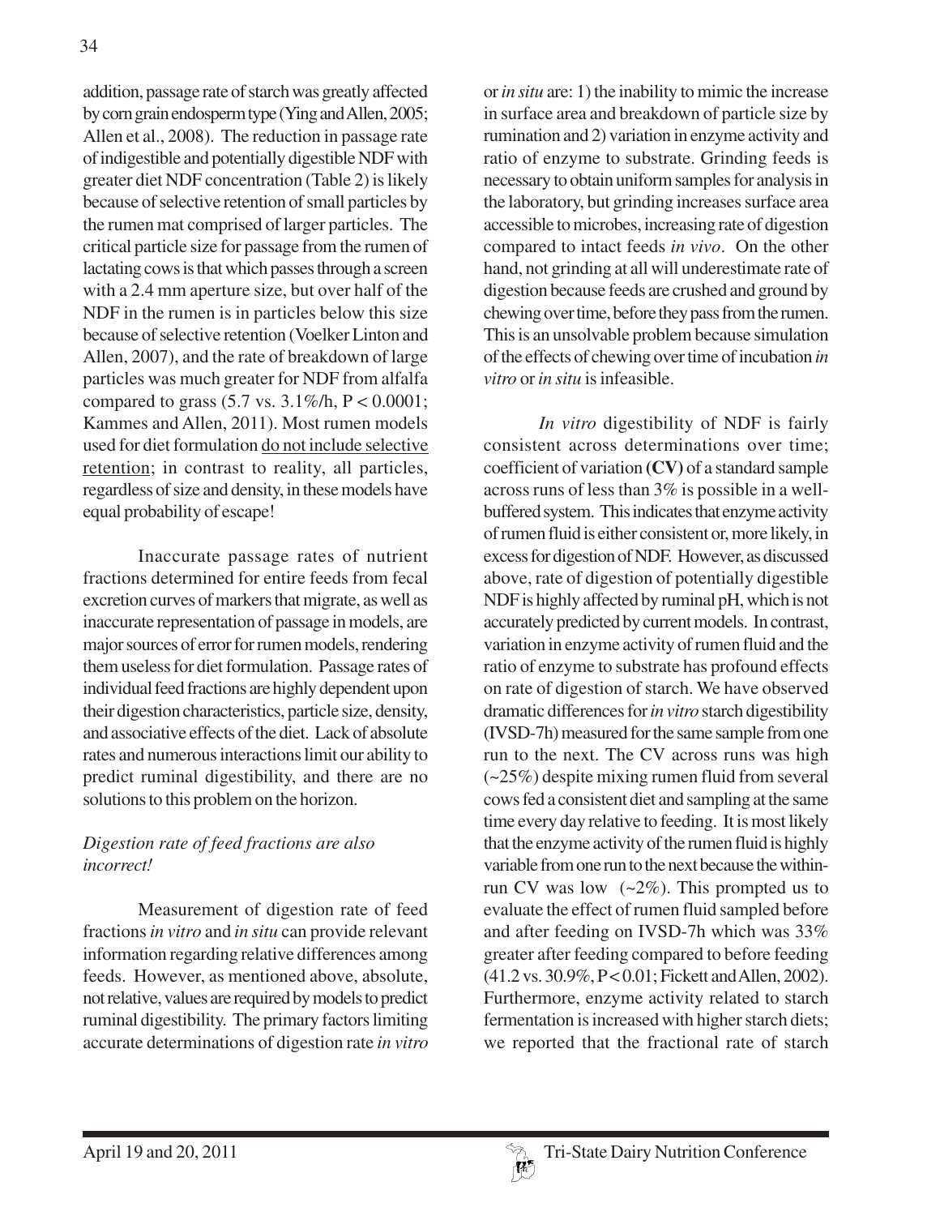addition, passage rate of starch was greatly affected by corn grain endosperm type (Ying and Allen, 2005; Allen et al., 2008). The reduction in passage rate of indigestible and potentially digestible NDF with greater diet NDF concentration (Table 2) is likely because of selective retention of small particles by the rumen mat comprised of larger particles. The critical particle size for passage from the rumen of lactating cows is that which passes through a screen with a 2.4 mm aperture size, but over half of the NDF in the rumen is in particles below this size because of selective retention (Voelker Linton and Allen, 2007), and the rate of breakdown of large particles was much greater for NDF from alfalfa compared to grass (5.7 vs. 3.1%/h, $P < 0.0001$; Kammes and Allen, 2011). Most rumen models used for diet formulation <u>do not include selective retention</u>; in contrast to reality, all particles, regardless of size and density, in these models have equal probability of escape!

Inaccurate passage rates of nutrient fractions determined for entire feeds from fecal excretion curves of markers that migrate, as well as inaccurate representation of passage in models, are major sources of error for rumen models, rendering them useless for diet formulation. Passage rates of individual feed fractions are highly dependent upon their digestion characteristics, particle size, density, and associative effects of the diet. Lack of absolute rates and numerous interactions limit our ability to predict ruminal digestibility, and there are no solutions to this problem on the horizon.

*Digestion rate of feed fractions are also incorrect!*

Measurement of digestion rate of feed fractions *in vitro* and *in situ* can provide relevant information regarding relative differences among feeds. However, as mentioned above, absolute, not relative, values are required by models to predict ruminal digestibility. The primary factors limiting accurate determinations of digestion rate *in vitro* or *in situ* are: 1) the inability to mimic the increase in surface area and breakdown of particle size by rumination and 2) variation in enzyme activity and ratio of enzyme to substrate. Grinding feeds is necessary to obtain uniform samples for analysis in the laboratory, but grinding increases surface area accessible to microbes, increasing rate of digestion compared to intact feeds *in vivo*. On the other hand, not grinding at all will underestimate rate of digestion because feeds are crushed and ground by chewing over time, before they pass from the rumen. This is an unsolvable problem because simulation of the effects of chewing over time of incubation *in vitro* or *in situ* is infeasible.

*In vitro* digestibility of NDF is fairly consistent across determinations over time; coefficient of variation (**CV**) of a standard sample across runs of less than 3% is possible in a well-buffered system. This indicates that enzyme activity of rumen fluid is either consistent or, more likely, in excess for digestion of NDF. However, as discussed above, rate of digestion of potentially digestible NDF is highly affected by ruminal pH, which is not accurately predicted by current models. In contrast, variation in enzyme activity of rumen fluid and the ratio of enzyme to substrate has profound effects on rate of digestion of starch. We have observed dramatic differences for *in vitro* starch digestibility (IVSD-7h) measured for the same sample from one run to the next. The CV across runs was high (~25%) despite mixing rumen fluid from several cows fed a consistent diet and sampling at the same time every day relative to feeding. It is most likely that the enzyme activity of the rumen fluid is highly variable from one run to the next because the within-run CV was low (~2%). This prompted us to evaluate the effect of rumen fluid sampled before and after feeding on IVSD-7h which was 33% greater after feeding compared to before feeding (41.2 vs. 30.9%, $P < 0.01$; Fickett and Allen, 2002). Furthermore, enzyme activity related to starch fermentation is increased with higher starch diets; we reported that the fractional rate of starch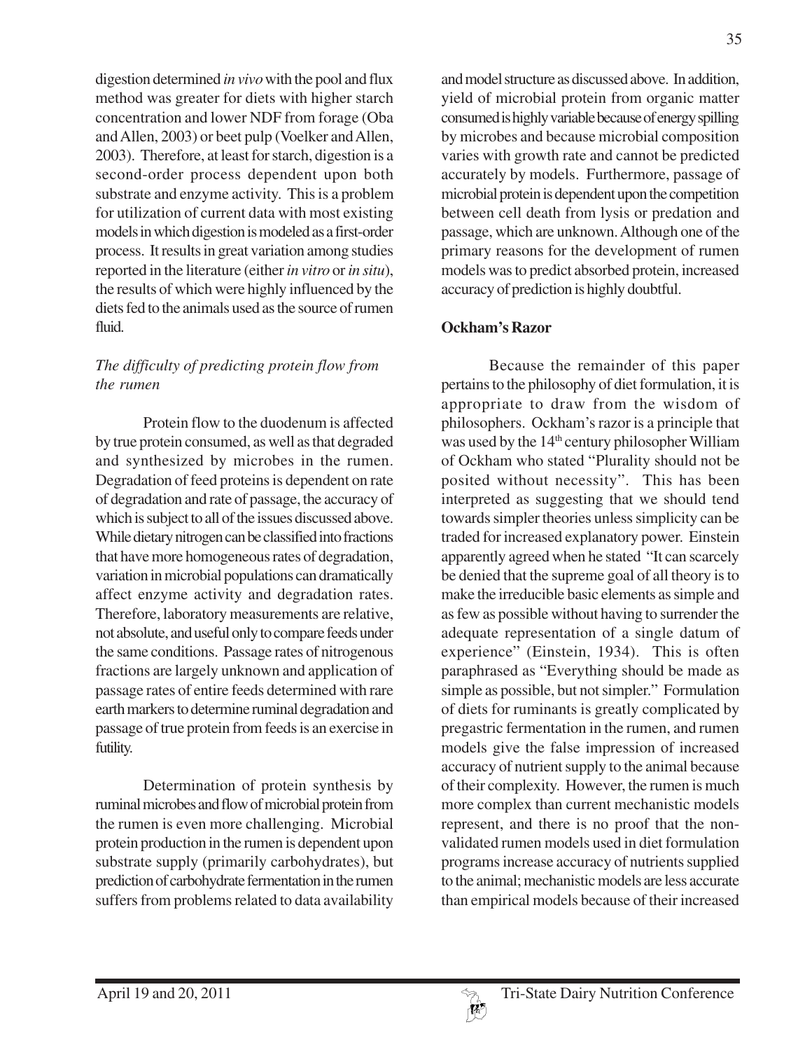digestion determined *in vivo* with the pool and flux method was greater for diets with higher starch concentration and lower NDF from forage (Oba and Allen, 2003) or beet pulp (Voelker and Allen, 2003). Therefore, at least for starch, digestion is a second-order process dependent upon both substrate and enzyme activity. This is a problem for utilization of current data with most existing models in which digestion is modeled as a first-order process. It results in great variation among studies reported in the literature (either *in vitro* or *in situ*), the results of which were highly influenced by the diets fed to the animals used as the source of rumen fluid.

### *The difficulty of predicting protein flow from the rumen*

Protein flow to the duodenum is affected by true protein consumed, as well as that degraded and synthesized by microbes in the rumen. Degradation of feed proteins is dependent on rate of degradation and rate of passage, the accuracy of which is subject to all of the issues discussed above. While dietary nitrogen can be classified into fractions that have more homogeneous rates of degradation, variation in microbial populations can dramatically affect enzyme activity and degradation rates. Therefore, laboratory measurements are relative, not absolute, and useful only to compare feeds under the same conditions. Passage rates of nitrogenous fractions are largely unknown and application of passage rates of entire feeds determined with rare earth markers to determine ruminal degradation and passage of true protein from feeds is an exercise in futility.

Determination of protein synthesis by ruminal microbes and flow of microbial protein from the rumen is even more challenging. Microbial protein production in the rumen is dependent upon substrate supply (primarily carbohydrates), but prediction of carbohydrate fermentation in the rumen suffers from problems related to data availability and model structure as discussed above. In addition, yield of microbial protein from organic matter consumed is highly variable because of energy spilling by microbes and because microbial composition varies with growth rate and cannot be predicted accurately by models. Furthermore, passage of microbial protein is dependent upon the competition between cell death from lysis or predation and passage, which are unknown. Although one of the primary reasons for the development of rumen models was to predict absorbed protein, increased accuracy of prediction is highly doubtful.

## Ockham's Razor

Because the remainder of this paper pertains to the philosophy of diet formulation, it is appropriate to draw from the wisdom of philosophers. Ockham's razor is a principle that was used by the 14th century philosopher William of Ockham who stated "Plurality should not be posited without necessity". This has been interpreted as suggesting that we should tend towards simpler theories unless simplicity can be traded for increased explanatory power. Einstein apparently agreed when he stated "It can scarcely be denied that the supreme goal of all theory is to make the irreducible basic elements as simple and as few as possible without having to surrender the adequate representation of a single datum of experience" (Einstein, 1934). This is often paraphrased as "Everything should be made as simple as possible, but not simpler." Formulation of diets for ruminants is greatly complicated by pregastric fermentation in the rumen, and rumen models give the false impression of increased accuracy of nutrient supply to the animal because of their complexity. However, the rumen is much more complex than current mechanistic models represent, and there is no proof that the non-validated rumen models used in diet formulation programs increase accuracy of nutrients supplied to the animal; mechanistic models are less accurate than empirical models because of their increased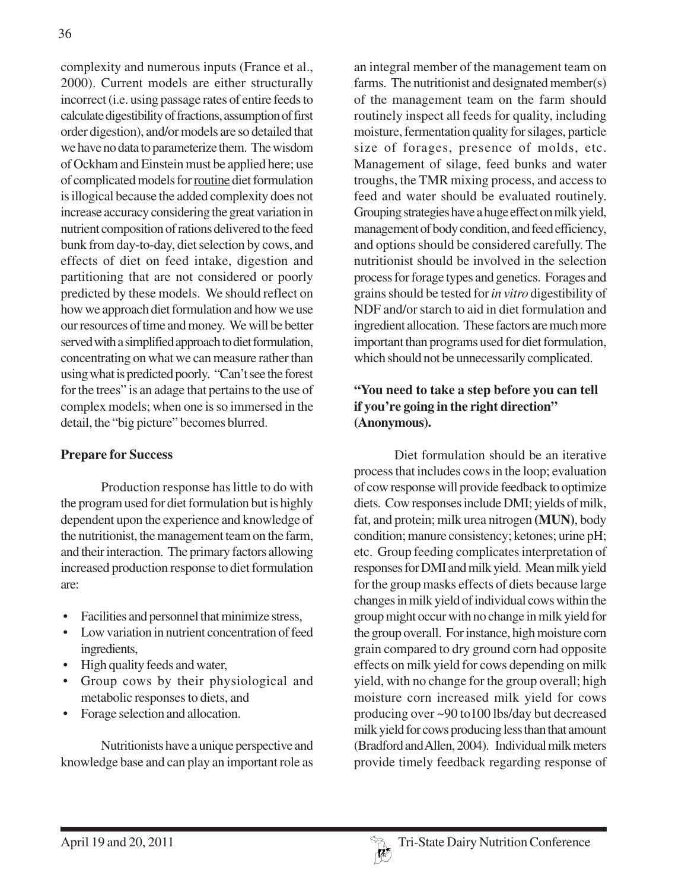complexity and numerous inputs (France et al., 2000). Current models are either structurally incorrect (i.e. using passage rates of entire feeds to calculate digestibility of fractions, assumption of first order digestion), and/or models are so detailed that we have no data to parameterize them. The wisdom of Ockham and Einstein must be applied here; use of complicated models for <u>routine</u> diet formulation is illogical because the added complexity does not increase accuracy considering the great variation in nutrient composition of rations delivered to the feed bunk from day-to-day, diet selection by cows, and effects of diet on feed intake, digestion and partitioning that are not considered or poorly predicted by these models. We should reflect on how we approach diet formulation and how we use our resources of time and money. We will be better served with a simplified approach to diet formulation, concentrating on what we can measure rather than using what is predicted poorly. "Can't see the forest for the trees" is an adage that pertains to the use of complex models; when one is so immersed in the detail, the "big picture" becomes blurred.

**Prepare for Success**

Production response has little to do with the program used for diet formulation but is highly dependent upon the experience and knowledge of the nutritionist, the management team on the farm, and their interaction. The primary factors allowing increased production response to diet formulation are:

- Facilities and personnel that minimize stress,
- Low variation in nutrient concentration of feed ingredients,
- High quality feeds and water,
- Group cows by their physiological and metabolic responses to diets, and
- Forage selection and allocation.

Nutritionists have a unique perspective and knowledge base and can play an important role as an integral member of the management team on farms. The nutritionist and designated member(s) of the management team on the farm should routinely inspect all feeds for quality, including moisture, fermentation quality for silages, particle size of forages, presence of molds, etc. Management of silage, feed bunks and water troughs, the TMR mixing process, and access to feed and water should be evaluated routinely. Grouping strategies have a huge effect on milk yield, management of body condition, and feed efficiency, and options should be considered carefully. The nutritionist should be involved in the selection process for forage types and genetics. Forages and grains should be tested for *in vitro* digestibility of NDF and/or starch to aid in diet formulation and ingredient allocation. These factors are much more important than programs used for diet formulation, which should not be unnecessarily complicated.

**"You need to take a step before you can tell if you're going in the right direction" (Anonymous).**

Diet formulation should be an iterative process that includes cows in the loop; evaluation of cow response will provide feedback to optimize diets. Cow responses include DMI; yields of milk, fat, and protein; milk urea nitrogen **(MUN)**, body condition; manure consistency; ketones; urine pH; etc. Group feeding complicates interpretation of responses for DMI and milk yield. Mean milk yield for the group masks effects of diets because large changes in milk yield of individual cows within the group might occur with no change in milk yield for the group overall. For instance, high moisture corn grain compared to dry ground corn had opposite effects on milk yield for cows depending on milk yield, with no change for the group overall; high moisture corn increased milk yield for cows producing over ~90 to100 lbs/day but decreased milk yield for cows producing less than that amount (Bradford and Allen, 2004). Individual milk meters provide timely feedback regarding response of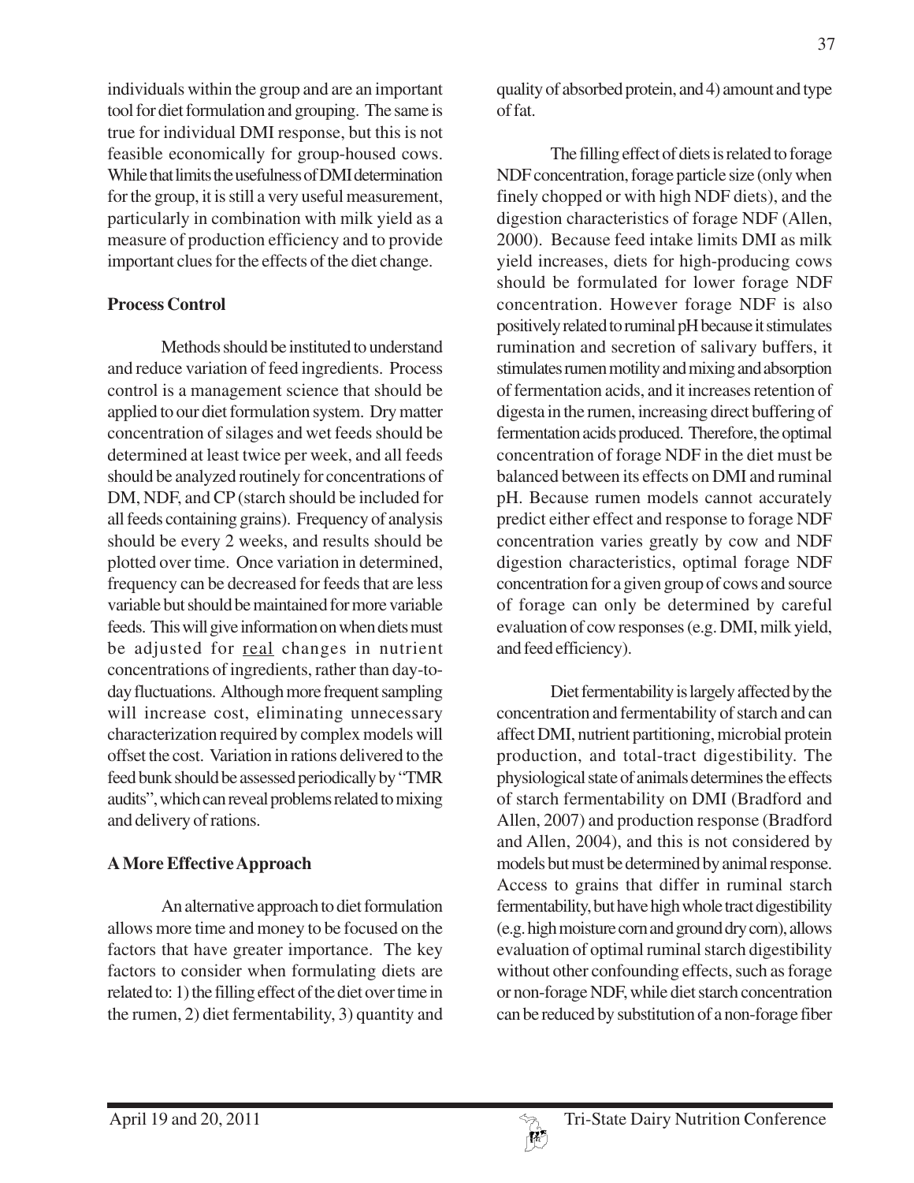individuals within the group and are an important tool for diet formulation and grouping. The same is true for individual DMI response, but this is not feasible economically for group-housed cows. While that limits the usefulness of DMI determination for the group, it is still a very useful measurement, particularly in combination with milk yield as a measure of production efficiency and to provide important clues for the effects of the diet change.

**Process Control**

Methods should be instituted to understand and reduce variation of feed ingredients. Process control is a management science that should be applied to our diet formulation system. Dry matter concentration of silages and wet feeds should be determined at least twice per week, and all feeds should be analyzed routinely for concentrations of DM, NDF, and CP (starch should be included for all feeds containing grains). Frequency of analysis should be every 2 weeks, and results should be plotted over time. Once variation in determined, frequency can be decreased for feeds that are less variable but should be maintained for more variable feeds. This will give information on when diets must be adjusted for <u>real</u> changes in nutrient concentrations of ingredients, rather than day-to-day fluctuations. Although more frequent sampling will increase cost, eliminating unnecessary characterization required by complex models will offset the cost. Variation in rations delivered to the feed bunk should be assessed periodically by "TMR audits", which can reveal problems related to mixing and delivery of rations.

**A More Effective Approach**

An alternative approach to diet formulation allows more time and money to be focused on the factors that have greater importance. The key factors to consider when formulating diets are related to: 1) the filling effect of the diet over time in the rumen, 2) diet fermentability, 3) quantity and quality of absorbed protein, and 4) amount and type of fat.

The filling effect of diets is related to forage NDF concentration, forage particle size (only when finely chopped or with high NDF diets), and the digestion characteristics of forage NDF (Allen, 2000). Because feed intake limits DMI as milk yield increases, diets for high-producing cows should be formulated for lower forage NDF concentration. However forage NDF is also positively related to ruminal pH because it stimulates rumination and secretion of salivary buffers, it stimulates rumen motility and mixing and absorption of fermentation acids, and it increases retention of digesta in the rumen, increasing direct buffering of fermentation acids produced. Therefore, the optimal concentration of forage NDF in the diet must be balanced between its effects on DMI and ruminal pH. Because rumen models cannot accurately predict either effect and response to forage NDF concentration varies greatly by cow and NDF digestion characteristics, optimal forage NDF concentration for a given group of cows and source of forage can only be determined by careful evaluation of cow responses (e.g. DMI, milk yield, and feed efficiency).

Diet fermentability is largely affected by the concentration and fermentability of starch and can affect DMI, nutrient partitioning, microbial protein production, and total-tract digestibility. The physiological state of animals determines the effects of starch fermentability on DMI (Bradford and Allen, 2007) and production response (Bradford and Allen, 2004), and this is not considered by models but must be determined by animal response. Access to grains that differ in ruminal starch fermentability, but have high whole tract digestibility (e.g. high moisture corn and ground dry corn), allows evaluation of optimal ruminal starch digestibility without other confounding effects, such as forage or non-forage NDF, while diet starch concentration can be reduced by substitution of a non-forage fiber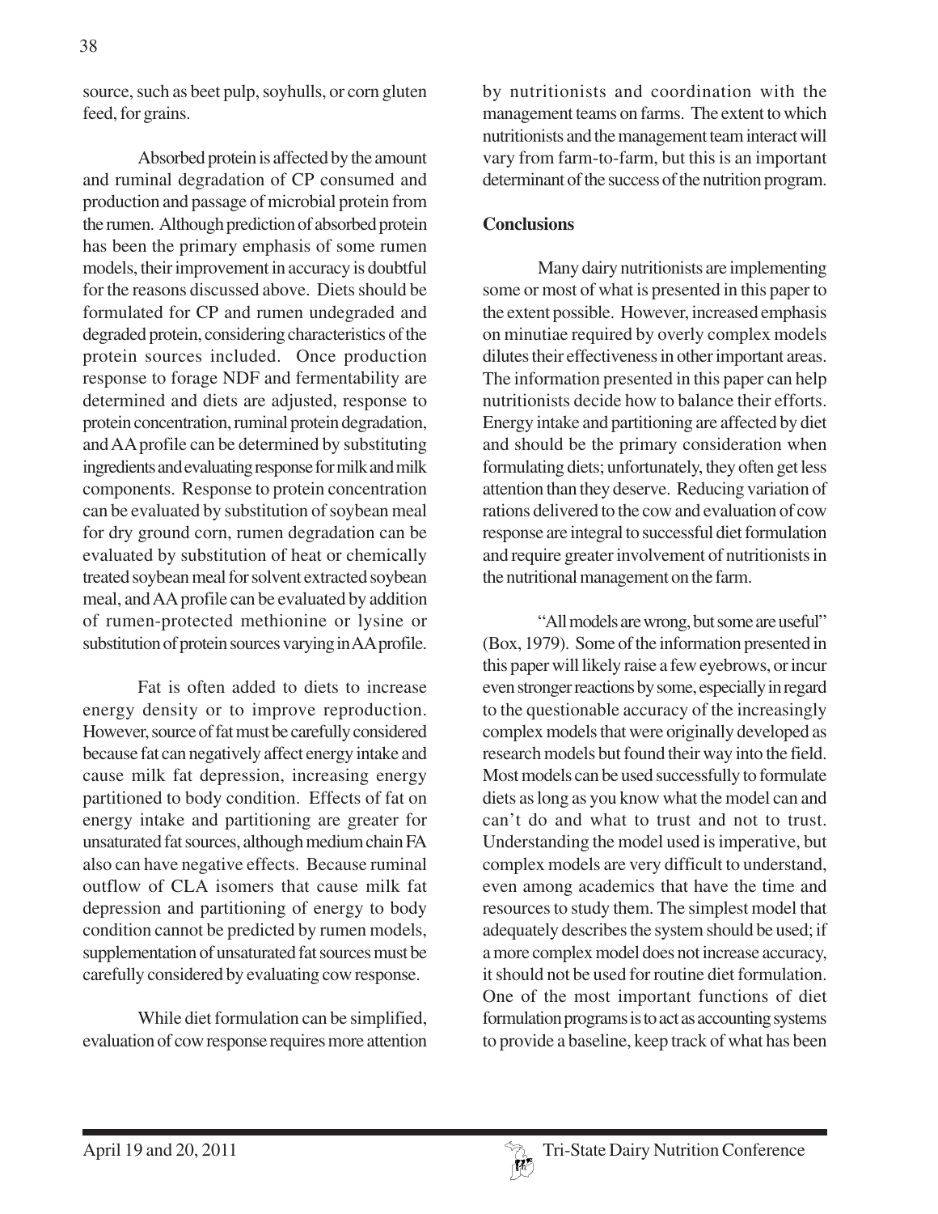source, such as beet pulp, soyhulls, or corn gluten feed, for grains.

Absorbed protein is affected by the amount and ruminal degradation of CP consumed and production and passage of microbial protein from the rumen. Although prediction of absorbed protein has been the primary emphasis of some rumen models, their improvement in accuracy is doubtful for the reasons discussed above. Diets should be formulated for CP and rumen undegraded and degraded protein, considering characteristics of the protein sources included. Once production response to forage NDF and fermentability are determined and diets are adjusted, response to protein concentration, ruminal protein degradation, and AA profile can be determined by substituting ingredients and evaluating response for milk and milk components. Response to protein concentration can be evaluated by substitution of soybean meal for dry ground corn, rumen degradation can be evaluated by substitution of heat or chemically treated soybean meal for solvent extracted soybean meal, and AA profile can be evaluated by addition of rumen-protected methionine or lysine or substitution of protein sources varying in AA profile.

Fat is often added to diets to increase energy density or to improve reproduction. However, source of fat must be carefully considered because fat can negatively affect energy intake and cause milk fat depression, increasing energy partitioned to body condition. Effects of fat on energy intake and partitioning are greater for unsaturated fat sources, although medium chain FA also can have negative effects. Because ruminal outflow of CLA isomers that cause milk fat depression and partitioning of energy to body condition cannot be predicted by rumen models, supplementation of unsaturated fat sources must be carefully considered by evaluating cow response.

While diet formulation can be simplified, evaluation of cow response requires more attention by nutritionists and coordination with the management teams on farms. The extent to which nutritionists and the management team interact will vary from farm-to-farm, but this is an important determinant of the success of the nutrition program.

## Conclusions

Many dairy nutritionists are implementing some or most of what is presented in this paper to the extent possible. However, increased emphasis on minutiae required by overly complex models dilutes their effectiveness in other important areas. The information presented in this paper can help nutritionists decide how to balance their efforts. Energy intake and partitioning are affected by diet and should be the primary consideration when formulating diets; unfortunately, they often get less attention than they deserve. Reducing variation of rations delivered to the cow and evaluation of cow response are integral to successful diet formulation and require greater involvement of nutritionists in the nutritional management on the farm.

"All models are wrong, but some are useful" (Box, 1979). Some of the information presented in this paper will likely raise a few eyebrows, or incur even stronger reactions by some, especially in regard to the questionable accuracy of the increasingly complex models that were originally developed as research models but found their way into the field. Most models can be used successfully to formulate diets as long as you know what the model can and can't do and what to trust and not to trust. Understanding the model used is imperative, but complex models are very difficult to understand, even among academics that have the time and resources to study them. The simplest model that adequately describes the system should be used; if a more complex model does not increase accuracy, it should not be used for routine diet formulation. One of the most important functions of diet formulation programs is to act as accounting systems to provide a baseline, keep track of what has been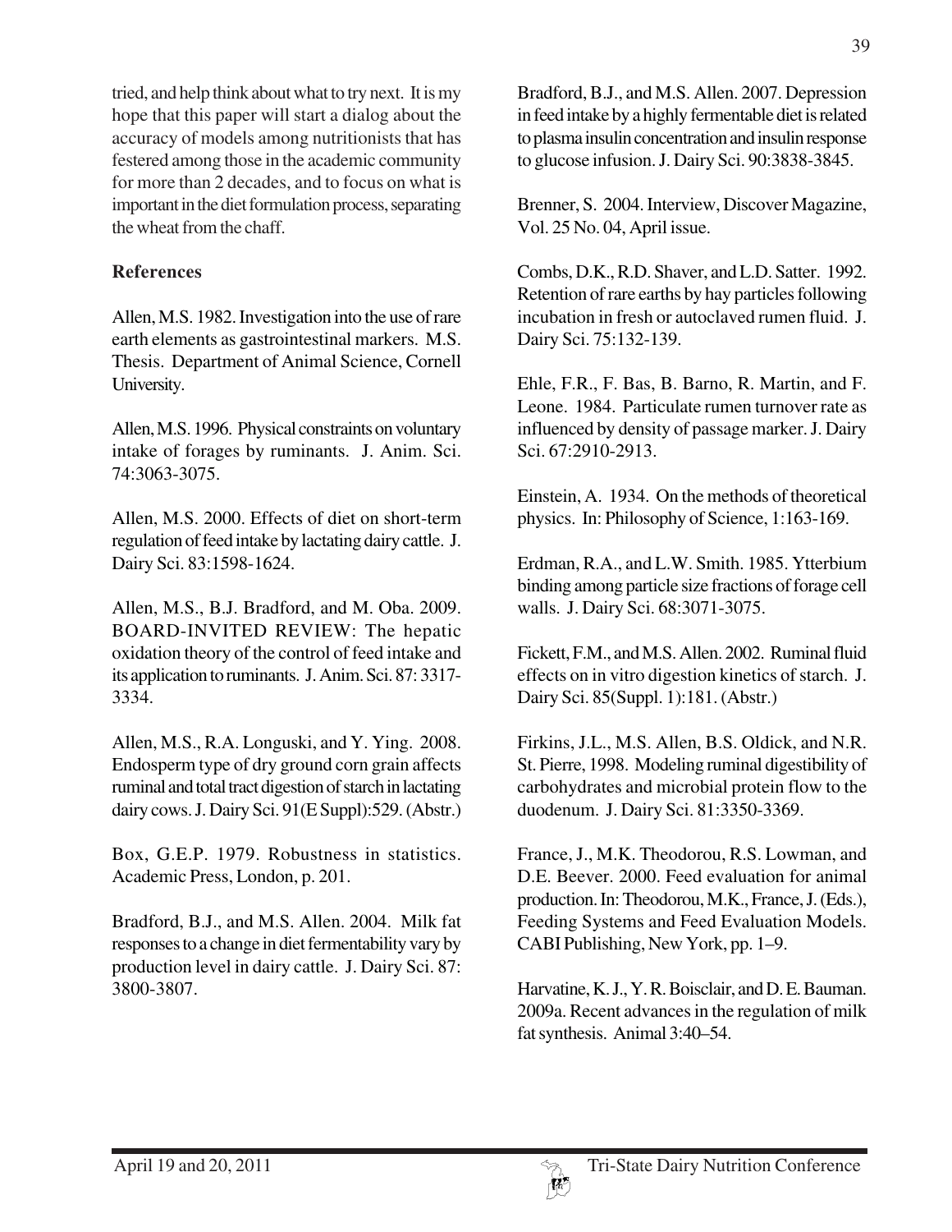tried, and help think about what to try next. It is my hope that this paper will start a dialog about the accuracy of models among nutritionists that has festered among those in the academic community for more than 2 decades, and to focus on what is important in the diet formulation process, separating the wheat from the chaff.

## References

Allen, M.S. 1982. Investigation into the use of rare earth elements as gastrointestinal markers. M.S. Thesis. Department of Animal Science, Cornell University.

Allen, M.S. 1996. Physical constraints on voluntary intake of forages by ruminants. J. Anim. Sci. 74:3063-3075.

Allen, M.S. 2000. Effects of diet on short-term regulation of feed intake by lactating dairy cattle. J. Dairy Sci. 83:1598-1624.

Allen, M.S., B.J. Bradford, and M. Oba. 2009. BOARD-INVITED REVIEW: The hepatic oxidation theory of the control of feed intake and its application to ruminants. J. Anim. Sci. 87: 3317-3334.

Allen, M.S., R.A. Longuski, and Y. Ying. 2008. Endosperm type of dry ground corn grain affects ruminal and total tract digestion of starch in lactating dairy cows. J. Dairy Sci. 91(E Suppl):529. (Abstr.)

Box, G.E.P. 1979. Robustness in statistics. Academic Press, London, p. 201.

Bradford, B.J., and M.S. Allen. 2004. Milk fat responses to a change in diet fermentability vary by production level in dairy cattle. J. Dairy Sci. 87: 3800-3807.

Bradford, B.J., and M.S. Allen. 2007. Depression in feed intake by a highly fermentable diet is related to plasma insulin concentration and insulin response to glucose infusion. J. Dairy Sci. 90:3838-3845.

Brenner, S. 2004. Interview, Discover Magazine, Vol. 25 No. 04, April issue.

Combs, D.K., R.D. Shaver, and L.D. Satter. 1992. Retention of rare earths by hay particles following incubation in fresh or autoclaved rumen fluid. J. Dairy Sci. 75:132-139.

Ehle, F.R., F. Bas, B. Barno, R. Martin, and F. Leone. 1984. Particulate rumen turnover rate as influenced by density of passage marker. J. Dairy Sci. 67:2910-2913.

Einstein, A. 1934. On the methods of theoretical physics. In: Philosophy of Science, 1:163-169.

Erdman, R.A., and L.W. Smith. 1985. Ytterbium binding among particle size fractions of forage cell walls. J. Dairy Sci. 68:3071-3075.

Fickett, F.M., and M.S. Allen. 2002. Ruminal fluid effects on in vitro digestion kinetics of starch. J. Dairy Sci. 85(Suppl. 1):181. (Abstr.)

Firkins, J.L., M.S. Allen, B.S. Oldick, and N.R. St. Pierre, 1998. Modeling ruminal digestibility of carbohydrates and microbial protein flow to the duodenum. J. Dairy Sci. 81:3350-3369.

France, J., M.K. Theodorou, R.S. Lowman, and D.E. Beever. 2000. Feed evaluation for animal production. In: Theodorou, M.K., France, J. (Eds.), Feeding Systems and Feed Evaluation Models. CABI Publishing, New York, pp. 1–9.

Harvatine, K.J., Y.R. Boisclair, and D.E. Bauman. 2009a. Recent advances in the regulation of milk fat synthesis. Animal 3:40–54.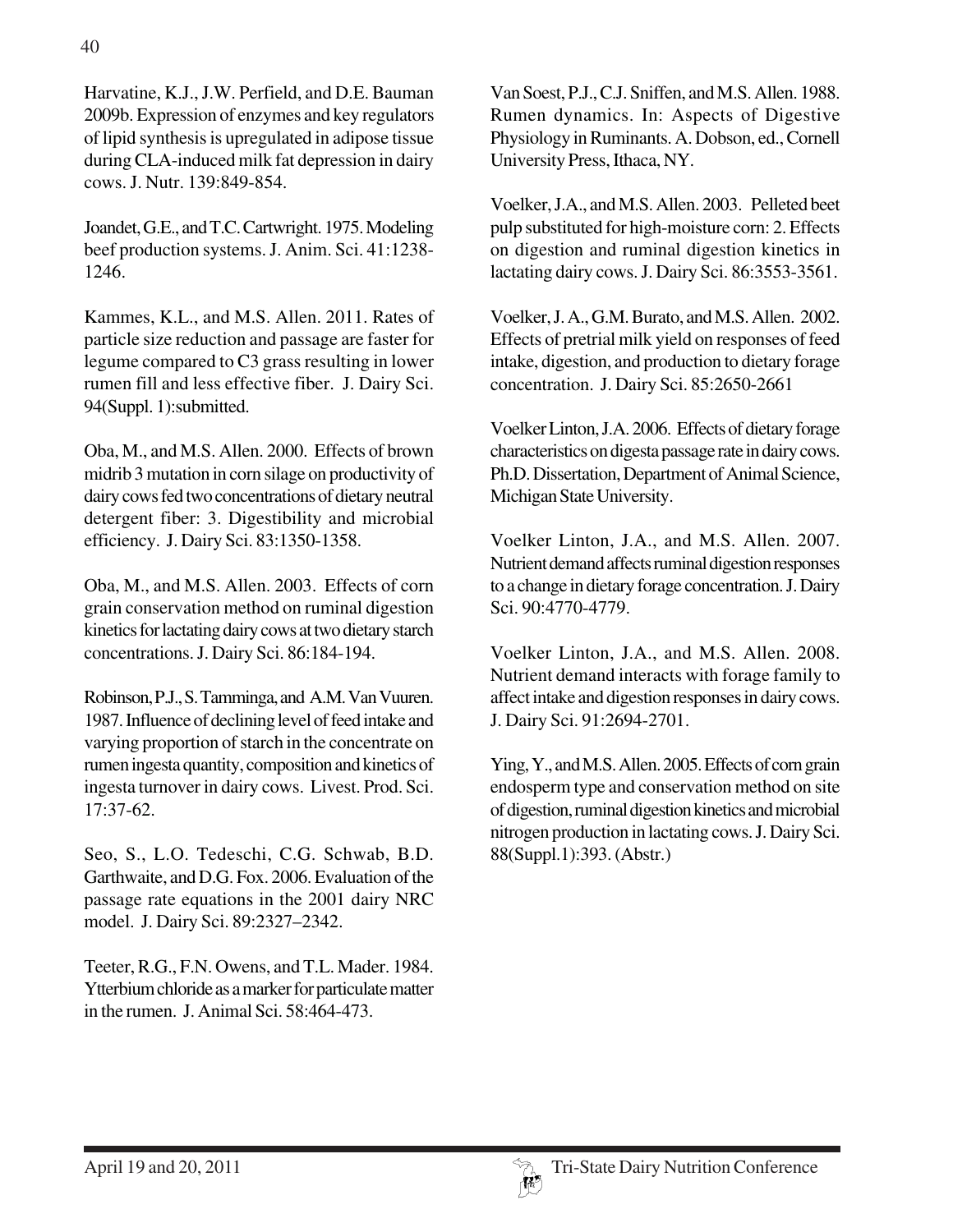Harvatine, K.J., J.W. Perfield, and D.E. Bauman 2009b. Expression of enzymes and key regulators of lipid synthesis is upregulated in adipose tissue during CLA-induced milk fat depression in dairy cows. J. Nutr. 139:849-854.

Joandet, G.E., and T.C. Cartwright. 1975. Modeling beef production systems. J. Anim. Sci. 41:1238-1246.

Kammes, K.L., and M.S. Allen. 2011. Rates of particle size reduction and passage are faster for legume compared to C3 grass resulting in lower rumen fill and less effective fiber. J. Dairy Sci. 94(Suppl. 1):submitted.

Oba, M., and M.S. Allen. 2000. Effects of brown midrib 3 mutation in corn silage on productivity of dairy cows fed two concentrations of dietary neutral detergent fiber: 3. Digestibility and microbial efficiency. J. Dairy Sci. 83:1350-1358.

Oba, M., and M.S. Allen. 2003. Effects of corn grain conservation method on ruminal digestion kinetics for lactating dairy cows at two dietary starch concentrations. J. Dairy Sci. 86:184-194.

Robinson, P.J., S. Tamminga, and A.M. Van Vuuren. 1987. Influence of declining level of feed intake and varying proportion of starch in the concentrate on rumen ingesta quantity, composition and kinetics of ingesta turnover in dairy cows. Livest. Prod. Sci. 17:37-62.

Seo, S., L.O. Tedeschi, C.G. Schwab, B.D. Garthwaite, and D.G. Fox. 2006. Evaluation of the passage rate equations in the 2001 dairy NRC model. J. Dairy Sci. 89:2327–2342.

Teeter, R.G., F.N. Owens, and T.L. Mader. 1984. Ytterbium chloride as a marker for particulate matter in the rumen. J. Animal Sci. 58:464-473.

Van Soest, P.J., C.J. Sniffen, and M.S. Allen. 1988. Rumen dynamics. In: Aspects of Digestive Physiology in Ruminants. A. Dobson, ed., Cornell University Press, Ithaca, NY.

Voelker, J.A., and M.S. Allen. 2003. Pelleted beet pulp substituted for high-moisture corn: 2. Effects on digestion and ruminal digestion kinetics in lactating dairy cows. J. Dairy Sci. 86:3553-3561.

Voelker, J. A., G.M. Burato, and M.S. Allen. 2002. Effects of pretrial milk yield on responses of feed intake, digestion, and production to dietary forage concentration. J. Dairy Sci. 85:2650-2661

Voelker Linton, J.A. 2006. Effects of dietary forage characteristics on digesta passage rate in dairy cows. Ph.D. Dissertation, Department of Animal Science, Michigan State University.

Voelker Linton, J.A., and M.S. Allen. 2007. Nutrient demand affects ruminal digestion responses to a change in dietary forage concentration. J. Dairy Sci. 90:4770-4779.

Voelker Linton, J.A., and M.S. Allen. 2008. Nutrient demand interacts with forage family to affect intake and digestion responses in dairy cows. J. Dairy Sci. 91:2694-2701.

Ying, Y., and M.S. Allen. 2005. Effects of corn grain endosperm type and conservation method on site of digestion, ruminal digestion kinetics and microbial nitrogen production in lactating cows. J. Dairy Sci. 88(Suppl.1):393. (Abstr.)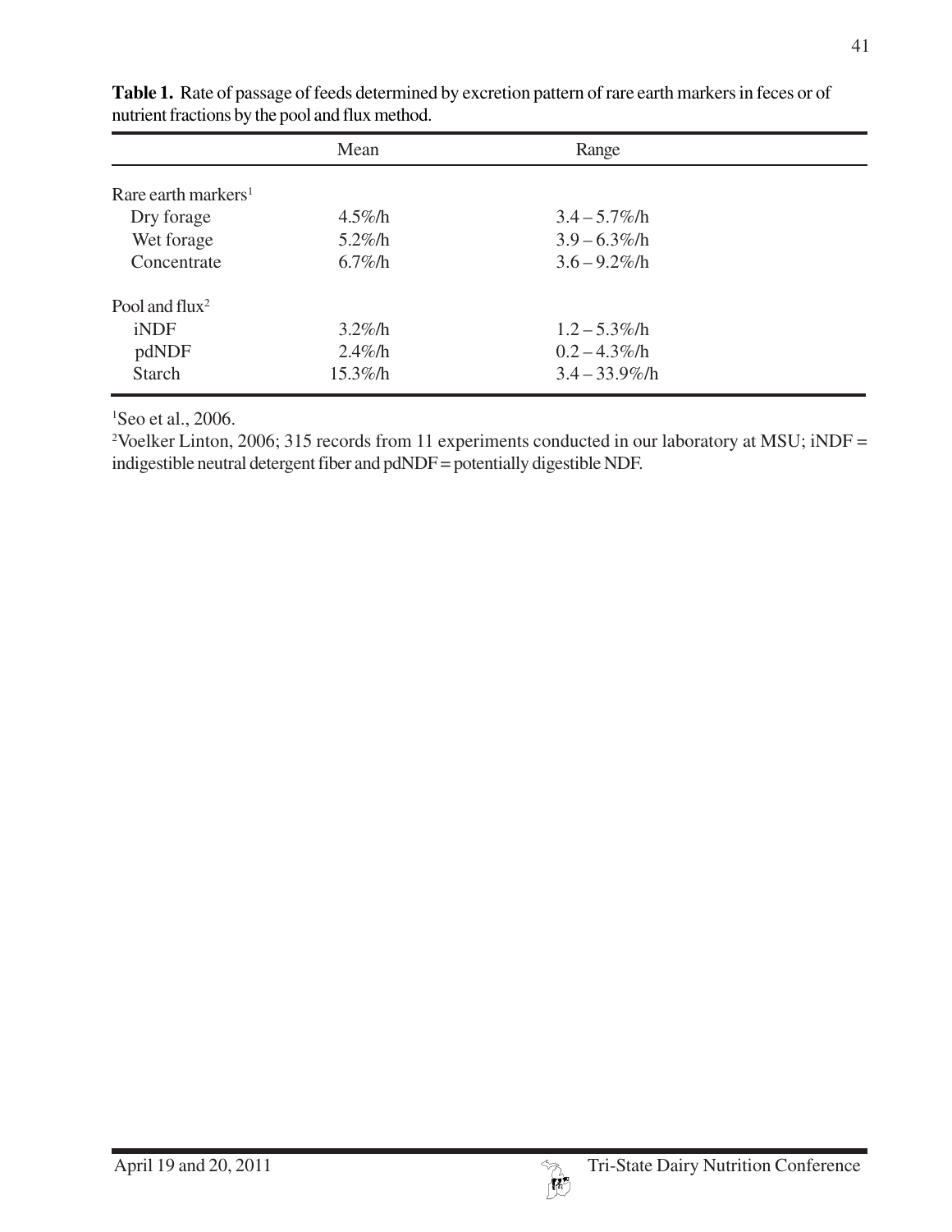**Table 1.** Rate of passage of feeds determined by excretion pattern of rare earth markers in feces or of nutrient fractions by the pool and flux method.

| | Mean | Range |
|---|---|---|
| Rare earth markers[1] | | |
| Dry forage | 4.5%/h | 3.4 – 5.7%/h |
| Wet forage | 5.2%/h | 3.9 – 6.3%/h |
| Concentrate | 6.7%/h | 3.6 – 9.2%/h |
| Pool and flux[2] | | |
| iNDF | 3.2%/h | 1.2 – 5.3%/h |
| pdNDF | 2.4%/h | 0.2 – 4.3%/h |
| Starch | 15.3%/h | 3.4 – 33.9%/h |

[1]Seo et al., 2006.

[2]Voelker Linton, 2006; 315 records from 11 experiments conducted in our laboratory at MSU; iNDF = indigestible neutral detergent fiber and pdNDF = potentially digestible NDF.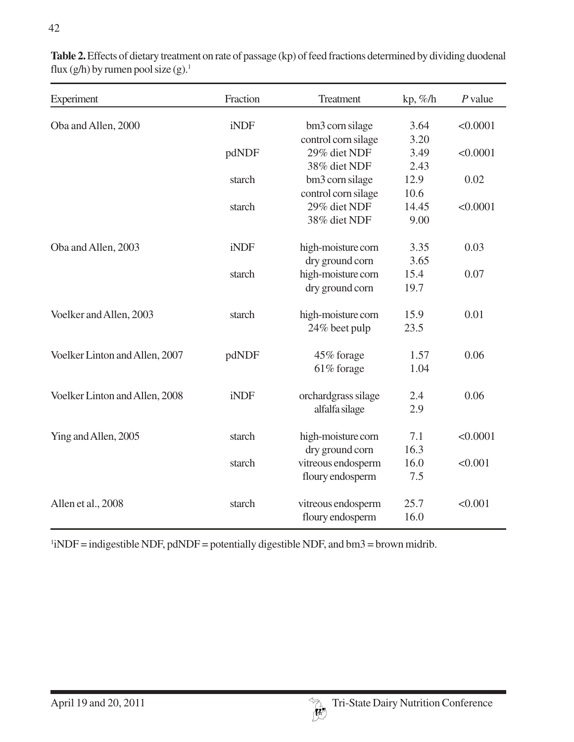**Table 2.** Effects of dietary treatment on rate of passage (kp) of feed fractions determined by dividing duodenal flux (g/h) by rumen pool size (g).[1]

| Experiment | Fraction | Treatment | kp, %/h | *P* value |
|---|---|---|---|---|
| Oba and Allen, 2000 | iNDF | bm3 corn silage | 3.64 | <0.0001 |
| | | control corn silage | 3.20 | |
| | pdNDF | 29% diet NDF | 3.49 | <0.0001 |
| | | 38% diet NDF | 2.43 | |
| | starch | bm3 corn silage | 12.9 | 0.02 |
| | | control corn silage | 10.6 | |
| | starch | 29% diet NDF | 14.45 | <0.0001 |
| | | 38% diet NDF | 9.00 | |
| Oba and Allen, 2003 | iNDF | high-moisture corn | 3.35 | 0.03 |
| | | dry ground corn | 3.65 | |
| | starch | high-moisture corn | 15.4 | 0.07 |
| | | dry ground corn | 19.7 | |
| Voelker and Allen, 2003 | starch | high-moisture corn | 15.9 | 0.01 |
| | | 24% beet pulp | 23.5 | |
| Voelker Linton and Allen, 2007 | pdNDF | 45% forage | 1.57 | 0.06 |
| | | 61% forage | 1.04 | |
| Voelker Linton and Allen, 2008 | iNDF | orchardgrass silage | 2.4 | 0.06 |
| | | alfalfa silage | 2.9 | |
| Ying and Allen, 2005 | starch | high-moisture corn | 7.1 | <0.0001 |
| | | dry ground corn | 16.3 | |
| | starch | vitreous endosperm | 16.0 | <0.001 |
| | | floury endosperm | 7.5 | |
| Allen et al., 2008 | starch | vitreous endosperm | 25.7 | <0.001 |
| | | floury endosperm | 16.0 | |

[1]iNDF = indigestible NDF, pdNDF = potentially digestible NDF, and bm3 = brown midrib.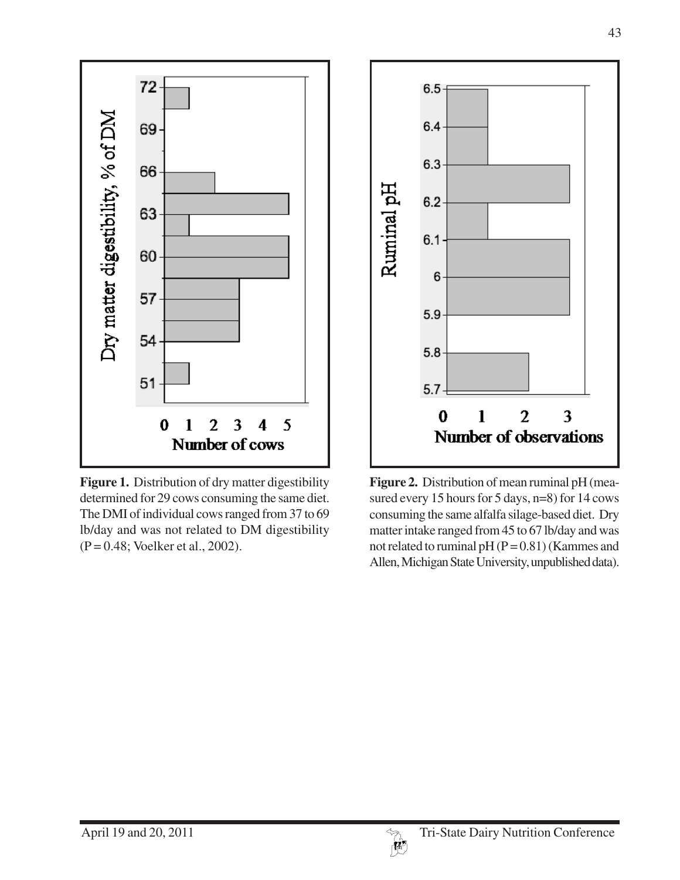**Figure 1.** Distribution of dry matter digestibility determined for 29 cows consuming the same diet. The DMI of individual cows ranged from 37 to 69 lb/day and was not related to DM digestibility ($P = 0.48$; Voelker et al., 2002).

**Figure 2.** Distribution of mean ruminal pH (measured every 15 hours for 5 days, n=8) for 14 cows consuming the same alfalfa silage-based diet. Dry matter intake ranged from 45 to 67 lb/day and was not related to ruminal pH ($P = 0.81$) (Kammes and Allen, Michigan State University, unpublished data).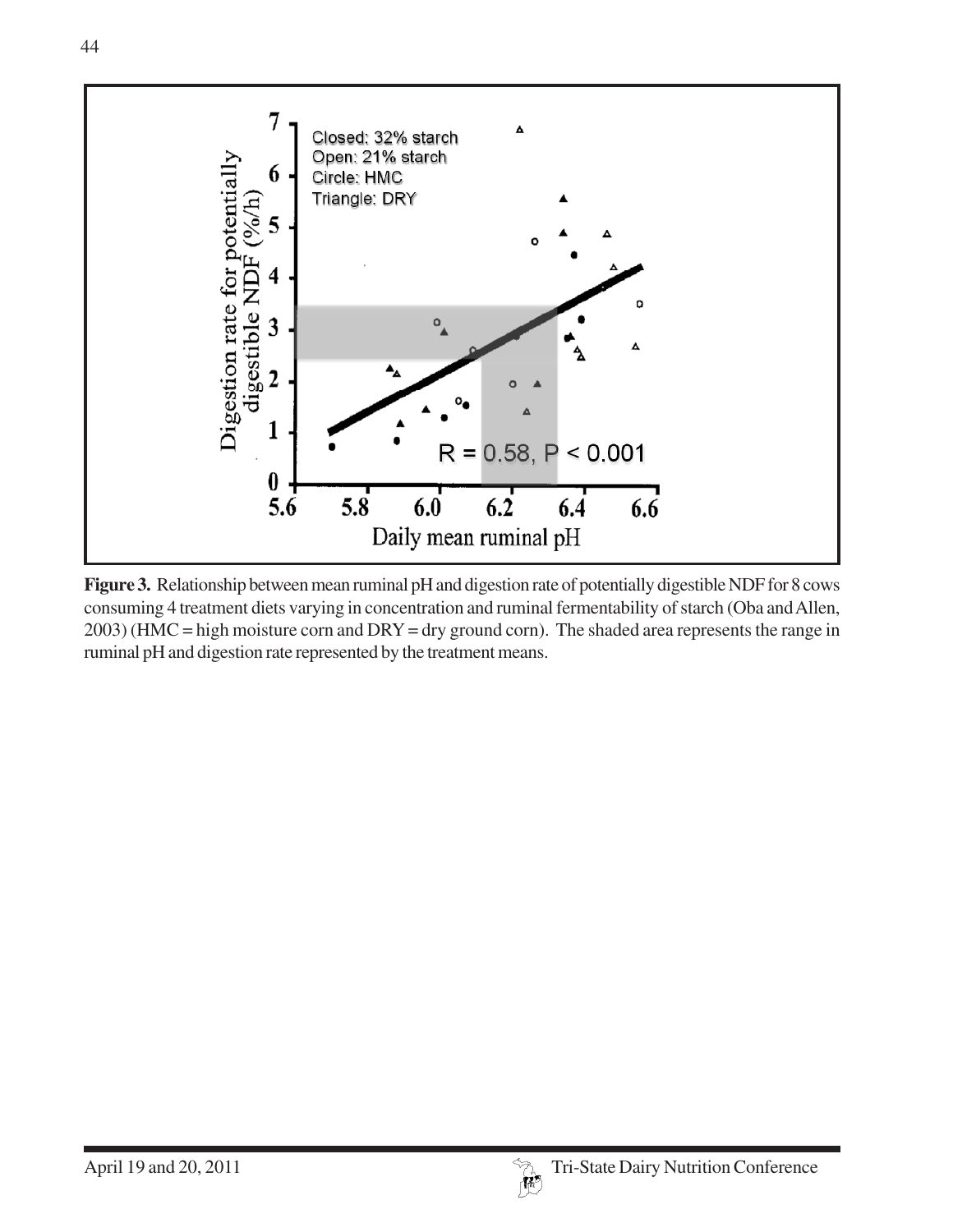Closed: 32% starch
Open: 21% starch
Circle: HMC
Triangle: DRY

Digestion rate for potentially digestible NDF (%/h)

R = 0.58, P < 0.001

Daily mean ruminal pH

0
1
2
3
4
5
6
7

5.6
5.8
6.0
6.2
6.4
6.6

**Figure 3.** Relationship between mean ruminal pH and digestion rate of potentially digestible NDF for 8 cows consuming 4 treatment diets varying in concentration and ruminal fermentability of starch (Oba and Allen, 2003) (HMC = high moisture corn and DRY = dry ground corn). The shaded area represents the range in ruminal pH and digestion rate represented by the treatment means.